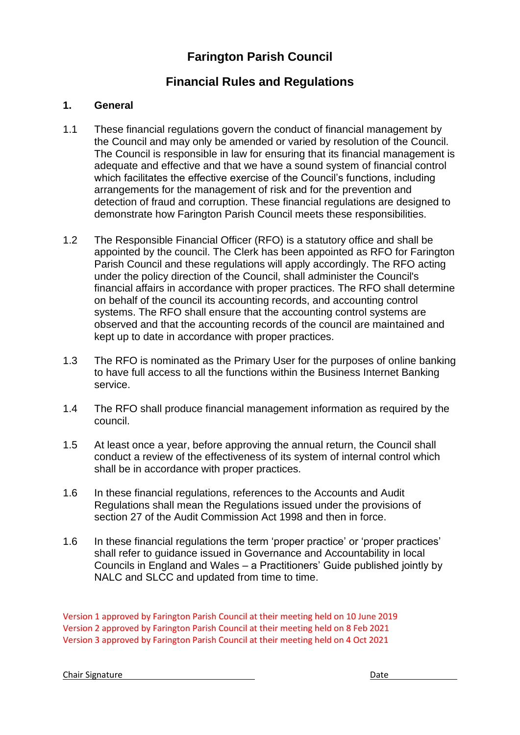# Farington Parish Council

## Financial Rules and Regulations

### 1. General

1.1 These financial regulations govern the conduct of financial management by the Council and may only be amended or varied by resolution of the Council. The Council is responsible in law for ensuring that its financial management is adequate and effective and that we have a sound system of financial control which facilitates the effective exercise of the Council's functions, including arrangements for the management of risk and for the prevention and detection of fraud and corruption. These financial regulations are designed to demonstrate how Farington Parish Council meets these responsibilities.

1.2 The Responsible Financial Officer (RFO) is a statutory office and shall be appointed by the council. The Clerk has been appointed as RFO for Farington Parish Council and these regulations will apply accordingly. The RFO acting under the policy direction of the Council, shall administer the Council's financial affairs in accordance with proper practices. The RFO shall determine on behalf of the council its accounting records, and accounting control systems. The RFO shall ensure that the accounting control systems are observed and that the accounting records of the council are maintained and kept up to date in accordance with proper practices.

1.3 The RFO is nominated as the Primary User for the purposes of online banking to have full access to all the functions within the Business Internet Banking service.

1.4 The RFO shall produce financial management information as required by the council.

1.5 At least once a year, before approving the annual return, the Council shall conduct a review of the effectiveness of its system of internal control which shall be in accordance with proper practices.

1.6 In these financial regulations, references to the Accounts and Audit Regulations shall mean the Regulations issued under the provisions of section 27 of the Audit Commission Act 1998 and then in force.

1.6 In these financial regulations the term 'proper practice' or 'proper practices' shall refer to guidance issued in Governance and Accountability in local Councils in England and Wales – a Practitioners' Guide published jointly by NALC and SLCC and updated from time to time.

Version 1 approved by Farington Parish Council at their meeting held on 10 June 2019
Version 2 approved by Farington Parish Council at their meeting held on 8 Feb 2021
Version 3 approved by Farington Parish Council at their meeting held on 4 Oct 2021

Chair Signature ______________________ Date ____________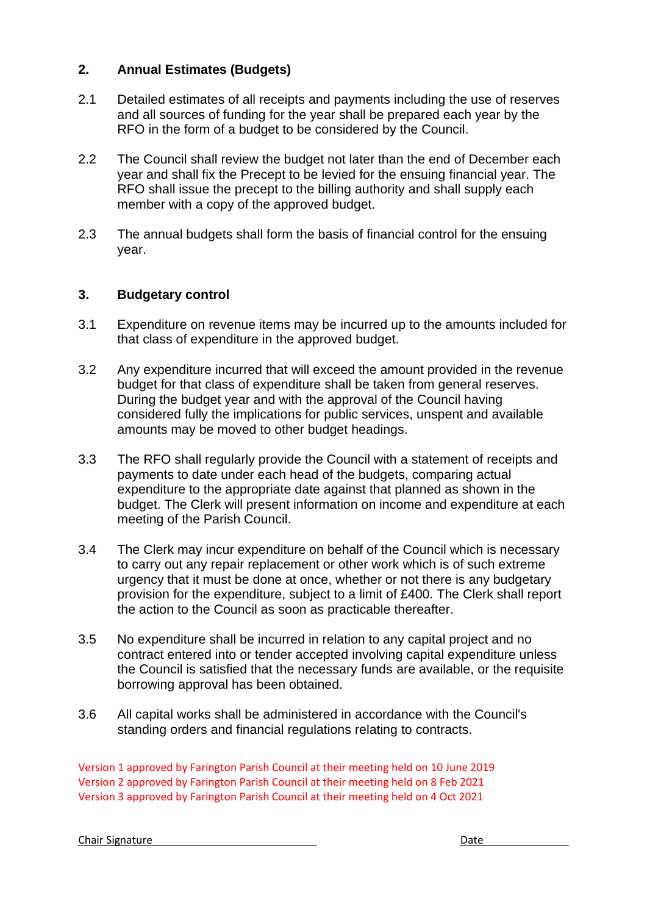## 2. Annual Estimates (Budgets)

2.1 Detailed estimates of all receipts and payments including the use of reserves and all sources of funding for the year shall be prepared each year by the RFO in the form of a budget to be considered by the Council.

2.2 The Council shall review the budget not later than the end of December each year and shall fix the Precept to be levied for the ensuing financial year. The RFO shall issue the precept to the billing authority and shall supply each member with a copy of the approved budget.

2.3 The annual budgets shall form the basis of financial control for the ensuing year.

## 3. Budgetary control

3.1 Expenditure on revenue items may be incurred up to the amounts included for that class of expenditure in the approved budget.

3.2 Any expenditure incurred that will exceed the amount provided in the revenue budget for that class of expenditure shall be taken from general reserves. During the budget year and with the approval of the Council having considered fully the implications for public services, unspent and available amounts may be moved to other budget headings.

3.3 The RFO shall regularly provide the Council with a statement of receipts and payments to date under each head of the budgets, comparing actual expenditure to the appropriate date against that planned as shown in the budget. The Clerk will present information on income and expenditure at each meeting of the Parish Council.

3.4 The Clerk may incur expenditure on behalf of the Council which is necessary to carry out any repair replacement or other work which is of such extreme urgency that it must be done at once, whether or not there is any budgetary provision for the expenditure, subject to a limit of £400. The Clerk shall report the action to the Council as soon as practicable thereafter.

3.5 No expenditure shall be incurred in relation to any capital project and no contract entered into or tender accepted involving capital expenditure unless the Council is satisfied that the necessary funds are available, or the requisite borrowing approval has been obtained.

3.6 All capital works shall be administered in accordance with the Council's standing orders and financial regulations relating to contracts.

Version 1 approved by Farington Parish Council at their meeting held on 10 June 2019
Version 2 approved by Farington Parish Council at their meeting held on 8 Feb 2021
Version 3 approved by Farington Parish Council at their meeting held on 4 Oct 2021

Chair Signature ______________________ Date ____________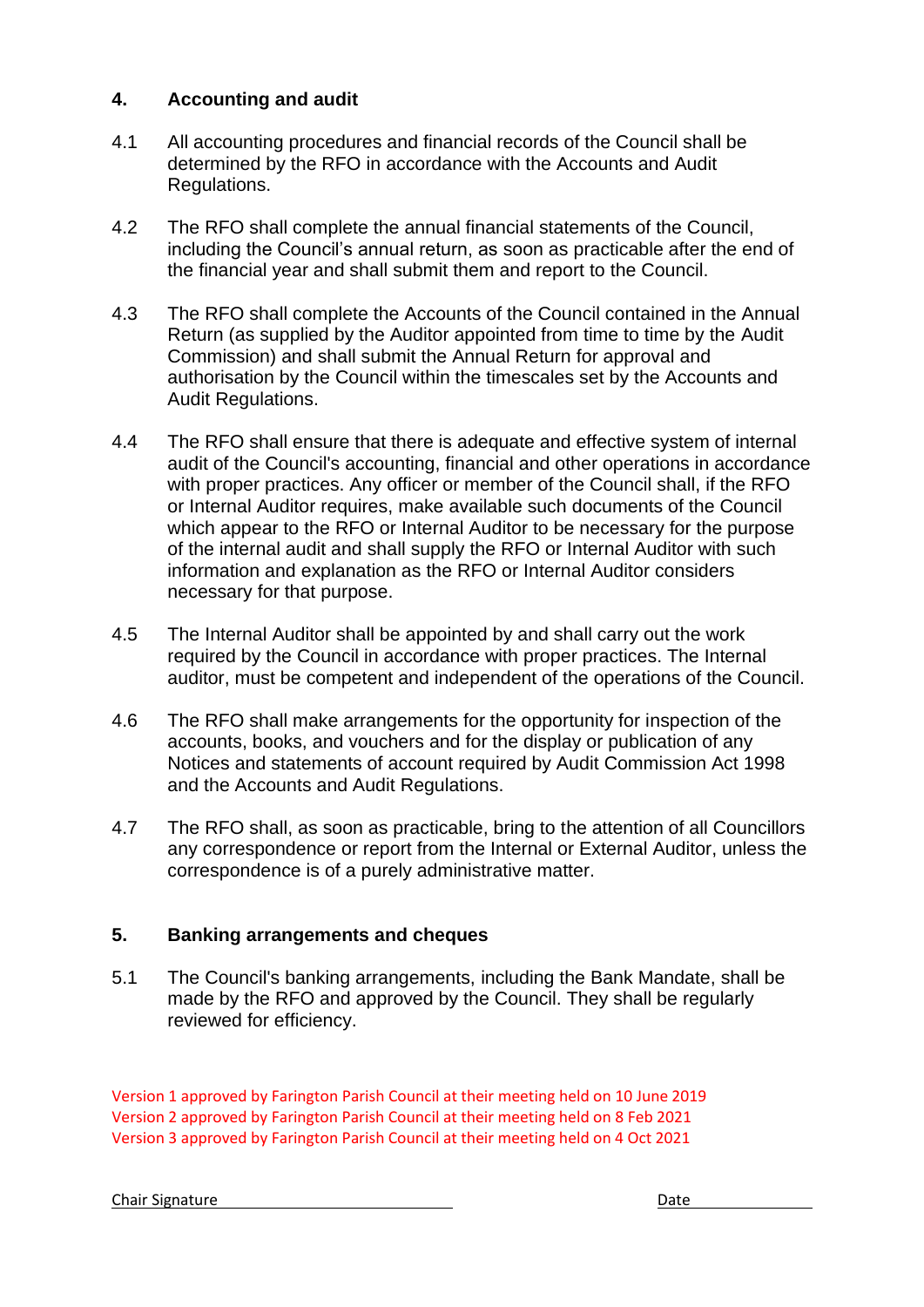## 4. Accounting and audit

4.1 All accounting procedures and financial records of the Council shall be determined by the RFO in accordance with the Accounts and Audit Regulations.

4.2 The RFO shall complete the annual financial statements of the Council, including the Council's annual return, as soon as practicable after the end of the financial year and shall submit them and report to the Council.

4.3 The RFO shall complete the Accounts of the Council contained in the Annual Return (as supplied by the Auditor appointed from time to time by the Audit Commission) and shall submit the Annual Return for approval and authorisation by the Council within the timescales set by the Accounts and Audit Regulations.

4.4 The RFO shall ensure that there is adequate and effective system of internal audit of the Council's accounting, financial and other operations in accordance with proper practices. Any officer or member of the Council shall, if the RFO or Internal Auditor requires, make available such documents of the Council which appear to the RFO or Internal Auditor to be necessary for the purpose of the internal audit and shall supply the RFO or Internal Auditor with such information and explanation as the RFO or Internal Auditor considers necessary for that purpose.

4.5 The Internal Auditor shall be appointed by and shall carry out the work required by the Council in accordance with proper practices. The Internal auditor, must be competent and independent of the operations of the Council.

4.6 The RFO shall make arrangements for the opportunity for inspection of the accounts, books, and vouchers and for the display or publication of any Notices and statements of account required by Audit Commission Act 1998 and the Accounts and Audit Regulations.

4.7 The RFO shall, as soon as practicable, bring to the attention of all Councillors any correspondence or report from the Internal or External Auditor, unless the correspondence is of a purely administrative matter.

## 5. Banking arrangements and cheques

5.1 The Council's banking arrangements, including the Bank Mandate, shall be made by the RFO and approved by the Council. They shall be regularly reviewed for efficiency.

Version 1 approved by Farington Parish Council at their meeting held on 10 June 2019
Version 2 approved by Farington Parish Council at their meeting held on 8 Feb 2021
Version 3 approved by Farington Parish Council at their meeting held on 4 Oct 2021

Chair Signature ______________________ Date ____________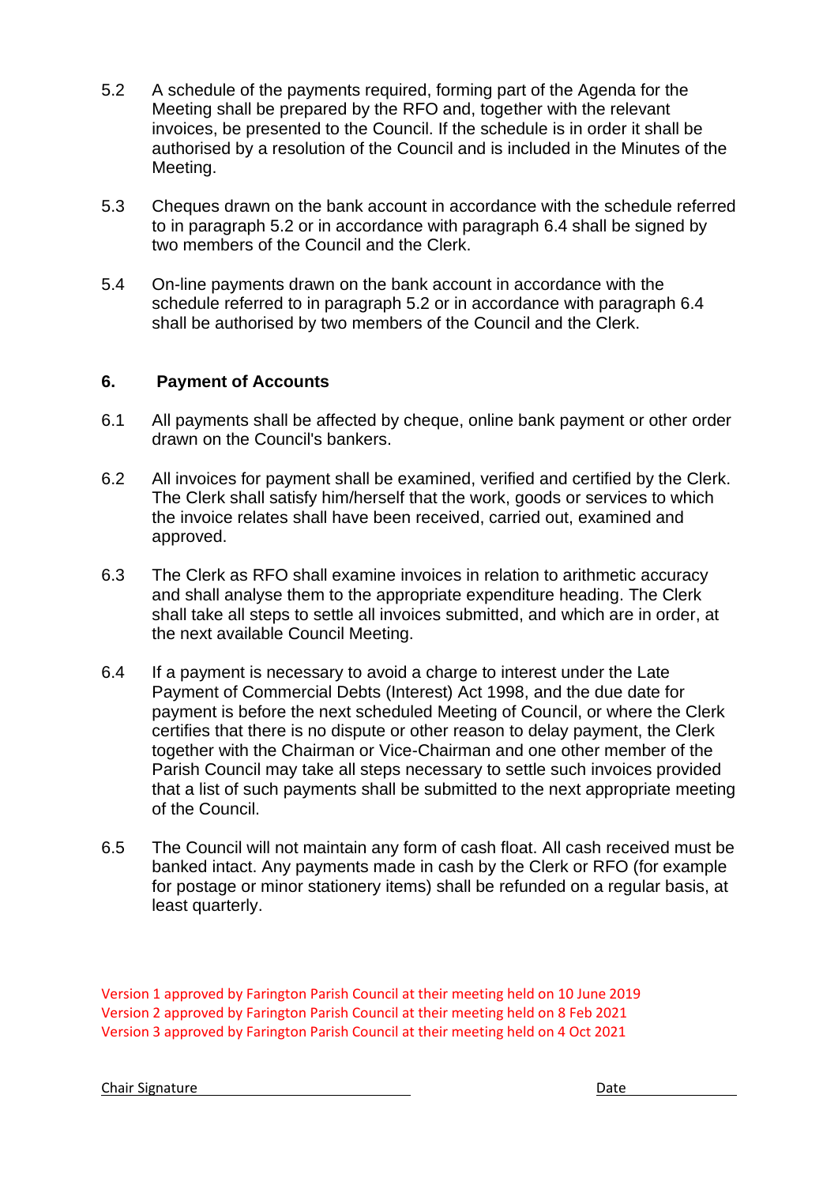5.2 A schedule of the payments required, forming part of the Agenda for the Meeting shall be prepared by the RFO and, together with the relevant invoices, be presented to the Council. If the schedule is in order it shall be authorised by a resolution of the Council and is included in the Minutes of the Meeting.

5.3 Cheques drawn on the bank account in accordance with the schedule referred to in paragraph 5.2 or in accordance with paragraph 6.4 shall be signed by two members of the Council and the Clerk.

5.4 On-line payments drawn on the bank account in accordance with the schedule referred to in paragraph 5.2 or in accordance with paragraph 6.4 shall be authorised by two members of the Council and the Clerk.

## 6. Payment of Accounts

6.1 All payments shall be affected by cheque, online bank payment or other order drawn on the Council's bankers.

6.2 All invoices for payment shall be examined, verified and certified by the Clerk. The Clerk shall satisfy him/herself that the work, goods or services to which the invoice relates shall have been received, carried out, examined and approved.

6.3 The Clerk as RFO shall examine invoices in relation to arithmetic accuracy and shall analyse them to the appropriate expenditure heading. The Clerk shall take all steps to settle all invoices submitted, and which are in order, at the next available Council Meeting.

6.4 If a payment is necessary to avoid a charge to interest under the Late Payment of Commercial Debts (Interest) Act 1998, and the due date for payment is before the next scheduled Meeting of Council, or where the Clerk certifies that there is no dispute or other reason to delay payment, the Clerk together with the Chairman or Vice-Chairman and one other member of the Parish Council may take all steps necessary to settle such invoices provided that a list of such payments shall be submitted to the next appropriate meeting of the Council.

6.5 The Council will not maintain any form of cash float. All cash received must be banked intact. Any payments made in cash by the Clerk or RFO (for example for postage or minor stationery items) shall be refunded on a regular basis, at least quarterly.

Version 1 approved by Farington Parish Council at their meeting held on 10 June 2019
Version 2 approved by Farington Parish Council at their meeting held on 8 Feb 2021
Version 3 approved by Farington Parish Council at their meeting held on 4 Oct 2021

Chair Signature ____________________ Date ____________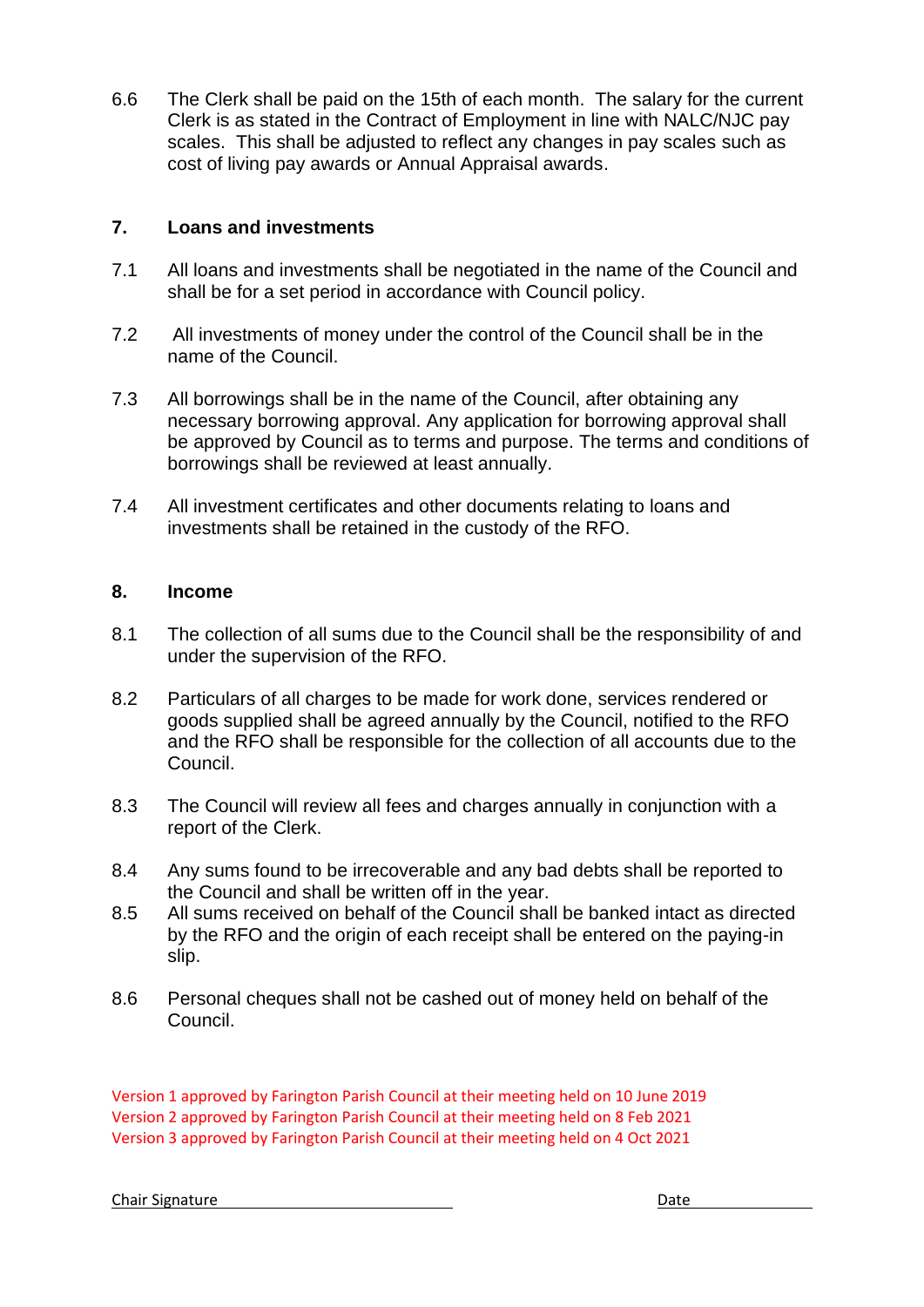6.6 The Clerk shall be paid on the 15th of each month. The salary for the current Clerk is as stated in the Contract of Employment in line with NALC/NJC pay scales. This shall be adjusted to reflect any changes in pay scales such as cost of living pay awards or Annual Appraisal awards.

## 7. Loans and investments

7.1 All loans and investments shall be negotiated in the name of the Council and shall be for a set period in accordance with Council policy.

7.2 All investments of money under the control of the Council shall be in the name of the Council.

7.3 All borrowings shall be in the name of the Council, after obtaining any necessary borrowing approval. Any application for borrowing approval shall be approved by Council as to terms and purpose. The terms and conditions of borrowings shall be reviewed at least annually.

7.4 All investment certificates and other documents relating to loans and investments shall be retained in the custody of the RFO.

## 8. Income

8.1 The collection of all sums due to the Council shall be the responsibility of and under the supervision of the RFO.

8.2 Particulars of all charges to be made for work done, services rendered or goods supplied shall be agreed annually by the Council, notified to the RFO and the RFO shall be responsible for the collection of all accounts due to the Council.

8.3 The Council will review all fees and charges annually in conjunction with a report of the Clerk.

8.4 Any sums found to be irrecoverable and any bad debts shall be reported to the Council and shall be written off in the year.

8.5 All sums received on behalf of the Council shall be banked intact as directed by the RFO and the origin of each receipt shall be entered on the paying-in slip.

8.6 Personal cheques shall not be cashed out of money held on behalf of the Council.

Version 1 approved by Farington Parish Council at their meeting held on 10 June 2019
Version 2 approved by Farington Parish Council at their meeting held on 8 Feb 2021
Version 3 approved by Farington Parish Council at their meeting held on 4 Oct 2021

Chair Signature ______________________ Date ____________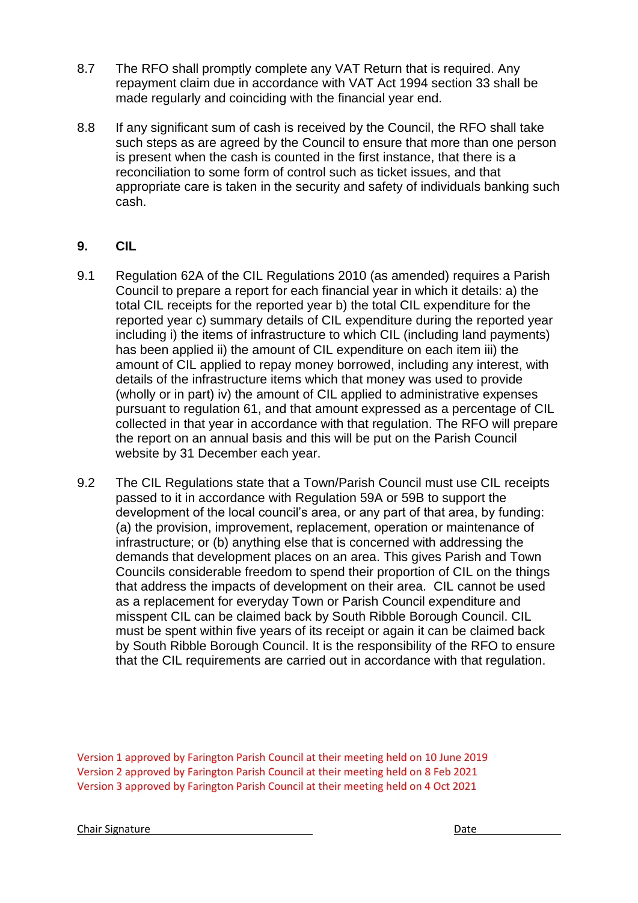8.7 The RFO shall promptly complete any VAT Return that is required. Any repayment claim due in accordance with VAT Act 1994 section 33 shall be made regularly and coinciding with the financial year end.

8.8 If any significant sum of cash is received by the Council, the RFO shall take such steps as are agreed by the Council to ensure that more than one person is present when the cash is counted in the first instance, that there is a reconciliation to some form of control such as ticket issues, and that appropriate care is taken in the security and safety of individuals banking such cash.

## 9. CIL

9.1 Regulation 62A of the CIL Regulations 2010 (as amended) requires a Parish Council to prepare a report for each financial year in which it details: a) the total CIL receipts for the reported year b) the total CIL expenditure for the reported year c) summary details of CIL expenditure during the reported year including i) the items of infrastructure to which CIL (including land payments) has been applied ii) the amount of CIL expenditure on each item iii) the amount of CIL applied to repay money borrowed, including any interest, with details of the infrastructure items which that money was used to provide (wholly or in part) iv) the amount of CIL applied to administrative expenses pursuant to regulation 61, and that amount expressed as a percentage of CIL collected in that year in accordance with that regulation. The RFO will prepare the report on an annual basis and this will be put on the Parish Council website by 31 December each year.

9.2 The CIL Regulations state that a Town/Parish Council must use CIL receipts passed to it in accordance with Regulation 59A or 59B to support the development of the local council's area, or any part of that area, by funding: (a) the provision, improvement, replacement, operation or maintenance of infrastructure; or (b) anything else that is concerned with addressing the demands that development places on an area. This gives Parish and Town Councils considerable freedom to spend their proportion of CIL on the things that address the impacts of development on their area. CIL cannot be used as a replacement for everyday Town or Parish Council expenditure and misspent CIL can be claimed back by South Ribble Borough Council. CIL must be spent within five years of its receipt or again it can be claimed back by South Ribble Borough Council. It is the responsibility of the RFO to ensure that the CIL requirements are carried out in accordance with that regulation.

Version 1 approved by Farington Parish Council at their meeting held on 10 June 2019
Version 2 approved by Farington Parish Council at their meeting held on 8 Feb 2021
Version 3 approved by Farington Parish Council at their meeting held on 4 Oct 2021

Chair Signature \_\_\_\_\_\_\_\_\_\_\_\_\_\_\_\_\_\_\_\_ Date \_\_\_\_\_\_\_\_\_\_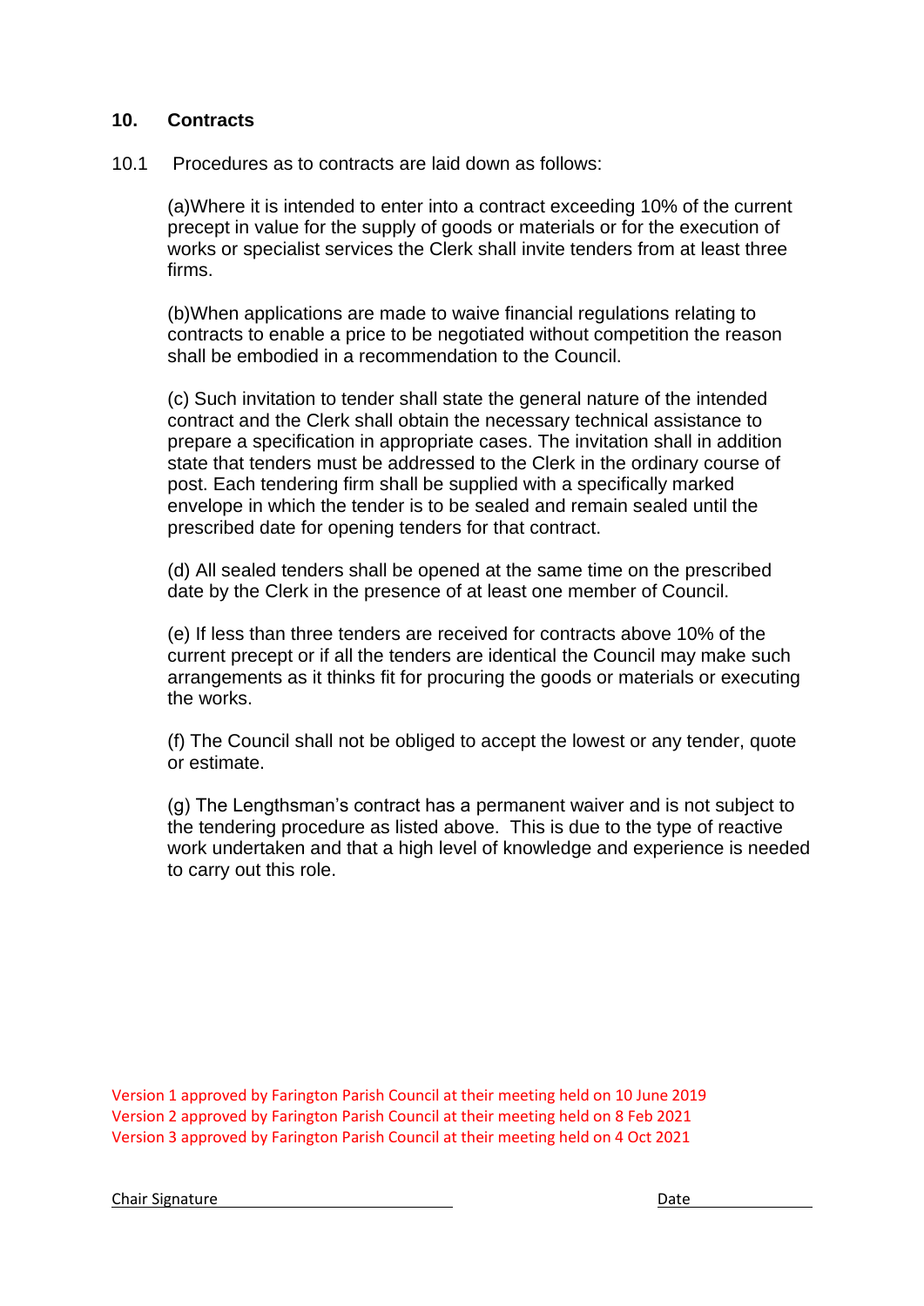## 10. Contracts

10.1 Procedures as to contracts are laid down as follows:

(a)Where it is intended to enter into a contract exceeding 10% of the current precept in value for the supply of goods or materials or for the execution of works or specialist services the Clerk shall invite tenders from at least three firms.

(b)When applications are made to waive financial regulations relating to contracts to enable a price to be negotiated without competition the reason shall be embodied in a recommendation to the Council.

(c) Such invitation to tender shall state the general nature of the intended contract and the Clerk shall obtain the necessary technical assistance to prepare a specification in appropriate cases. The invitation shall in addition state that tenders must be addressed to the Clerk in the ordinary course of post. Each tendering firm shall be supplied with a specifically marked envelope in which the tender is to be sealed and remain sealed until the prescribed date for opening tenders for that contract.

(d) All sealed tenders shall be opened at the same time on the prescribed date by the Clerk in the presence of at least one member of Council.

(e) If less than three tenders are received for contracts above 10% of the current precept or if all the tenders are identical the Council may make such arrangements as it thinks fit for procuring the goods or materials or executing the works.

(f) The Council shall not be obliged to accept the lowest or any tender, quote or estimate.

(g) The Lengthsman's contract has a permanent waiver and is not subject to the tendering procedure as listed above. This is due to the type of reactive work undertaken and that a high level of knowledge and experience is needed to carry out this role.

Version 1 approved by Farington Parish Council at their meeting held on 10 June 2019
Version 2 approved by Farington Parish Council at their meeting held on 8 Feb 2021
Version 3 approved by Farington Parish Council at their meeting held on 4 Oct 2021

Chair Signature ______________________ Date ____________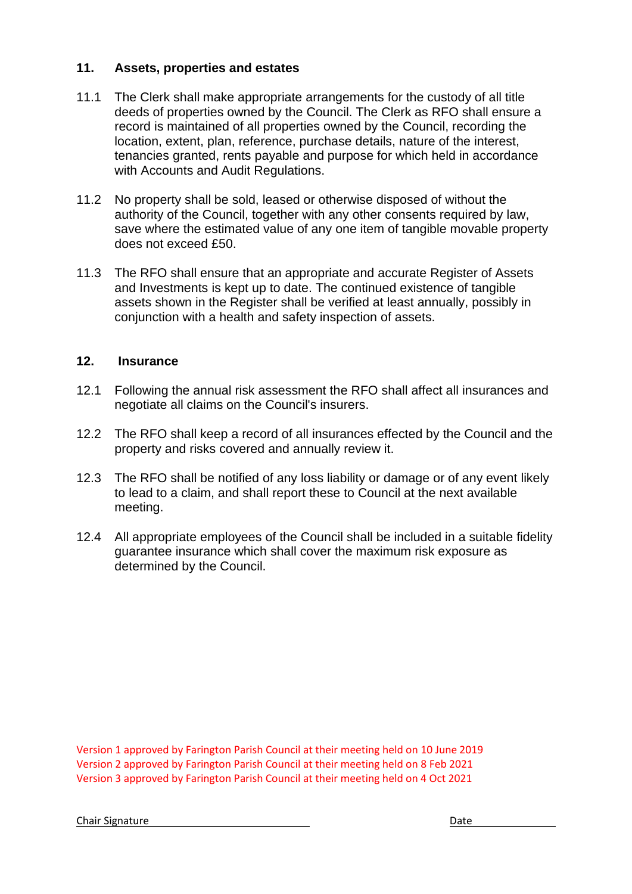## 11. Assets, properties and estates

11.1 The Clerk shall make appropriate arrangements for the custody of all title deeds of properties owned by the Council. The Clerk as RFO shall ensure a record is maintained of all properties owned by the Council, recording the location, extent, plan, reference, purchase details, nature of the interest, tenancies granted, rents payable and purpose for which held in accordance with Accounts and Audit Regulations.

11.2 No property shall be sold, leased or otherwise disposed of without the authority of the Council, together with any other consents required by law, save where the estimated value of any one item of tangible movable property does not exceed £50.

11.3 The RFO shall ensure that an appropriate and accurate Register of Assets and Investments is kept up to date. The continued existence of tangible assets shown in the Register shall be verified at least annually, possibly in conjunction with a health and safety inspection of assets.

## 12. Insurance

12.1 Following the annual risk assessment the RFO shall affect all insurances and negotiate all claims on the Council's insurers.

12.2 The RFO shall keep a record of all insurances effected by the Council and the property and risks covered and annually review it.

12.3 The RFO shall be notified of any loss liability or damage or of any event likely to lead to a claim, and shall report these to Council at the next available meeting.

12.4 All appropriate employees of the Council shall be included in a suitable fidelity guarantee insurance which shall cover the maximum risk exposure as determined by the Council.

Version 1 approved by Farington Parish Council at their meeting held on 10 June 2019
Version 2 approved by Farington Parish Council at their meeting held on 8 Feb 2021
Version 3 approved by Farington Parish Council at their meeting held on 4 Oct 2021

Chair Signature ____________________ Date ____________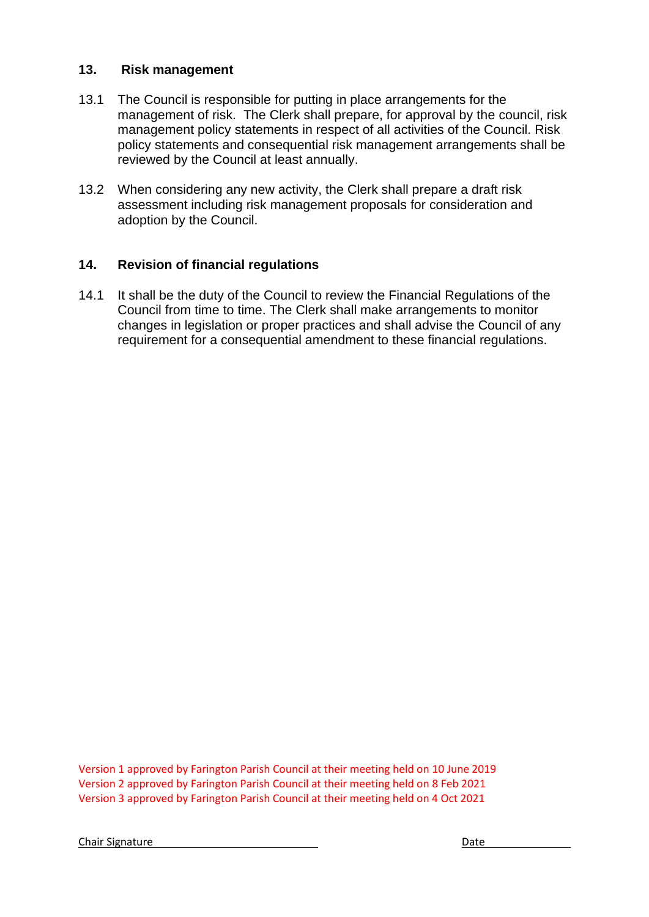## 13. Risk management

13.1 The Council is responsible for putting in place arrangements for the management of risk. The Clerk shall prepare, for approval by the council, risk management policy statements in respect of all activities of the Council. Risk policy statements and consequential risk management arrangements shall be reviewed by the Council at least annually.

13.2 When considering any new activity, the Clerk shall prepare a draft risk assessment including risk management proposals for consideration and adoption by the Council.

## 14. Revision of financial regulations

14.1 It shall be the duty of the Council to review the Financial Regulations of the Council from time to time. The Clerk shall make arrangements to monitor changes in legislation or proper practices and shall advise the Council of any requirement for a consequential amendment to these financial regulations.

Version 1 approved by Farington Parish Council at their meeting held on 10 June 2019
Version 2 approved by Farington Parish Council at their meeting held on 8 Feb 2021
Version 3 approved by Farington Parish Council at their meeting held on 4 Oct 2021

Chair Signature ______________________ Date ____________